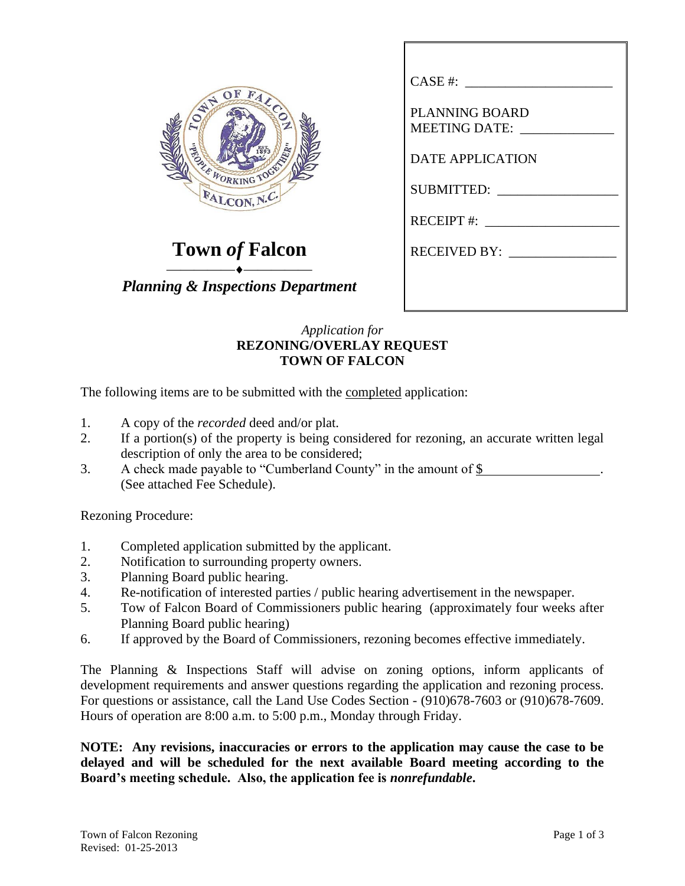# Town *of* Falcon

***Planning & Inspections Department***

CASE #: ____________________

PLANNING BOARD MEETING DATE: ____________

DATE APPLICATION SUBMITTED: ______________

RECEIPT #: _________________

RECEIVED BY: ______________

*Application for*

**REZONING/OVERLAY REQUEST**
**TOWN OF FALCON**

The following items are to be submitted with the completed application:

1. A copy of the *recorded* deed and/or plat.
2. If a portion(s) of the property is being considered for rezoning, an accurate written legal description of only the area to be considered;
3. A check made payable to "Cumberland County" in the amount of $________________. (See attached Fee Schedule).

Rezoning Procedure:

1. Completed application submitted by the applicant.
2. Notification to surrounding property owners.
3. Planning Board public hearing.
4. Re-notification of interested parties / public hearing advertisement in the newspaper.
5. Tow of Falcon Board of Commissioners public hearing (approximately four weeks after Planning Board public hearing)
6. If approved by the Board of Commissioners, rezoning becomes effective immediately.

The Planning & Inspections Staff will advise on zoning options, inform applicants of development requirements and answer questions regarding the application and rezoning process. For questions or assistance, call the Land Use Codes Section - (910)678-7603 or (910)678-7609. Hours of operation are 8:00 a.m. to 5:00 p.m., Monday through Friday.

**NOTE: Any revisions, inaccuracies or errors to the application may cause the case to be delayed and will be scheduled for the next available Board meeting according to the Board's meeting schedule. Also, the application fee is *nonrefundable*.**

Town of Falcon Rezoning
Revised: 01-25-2013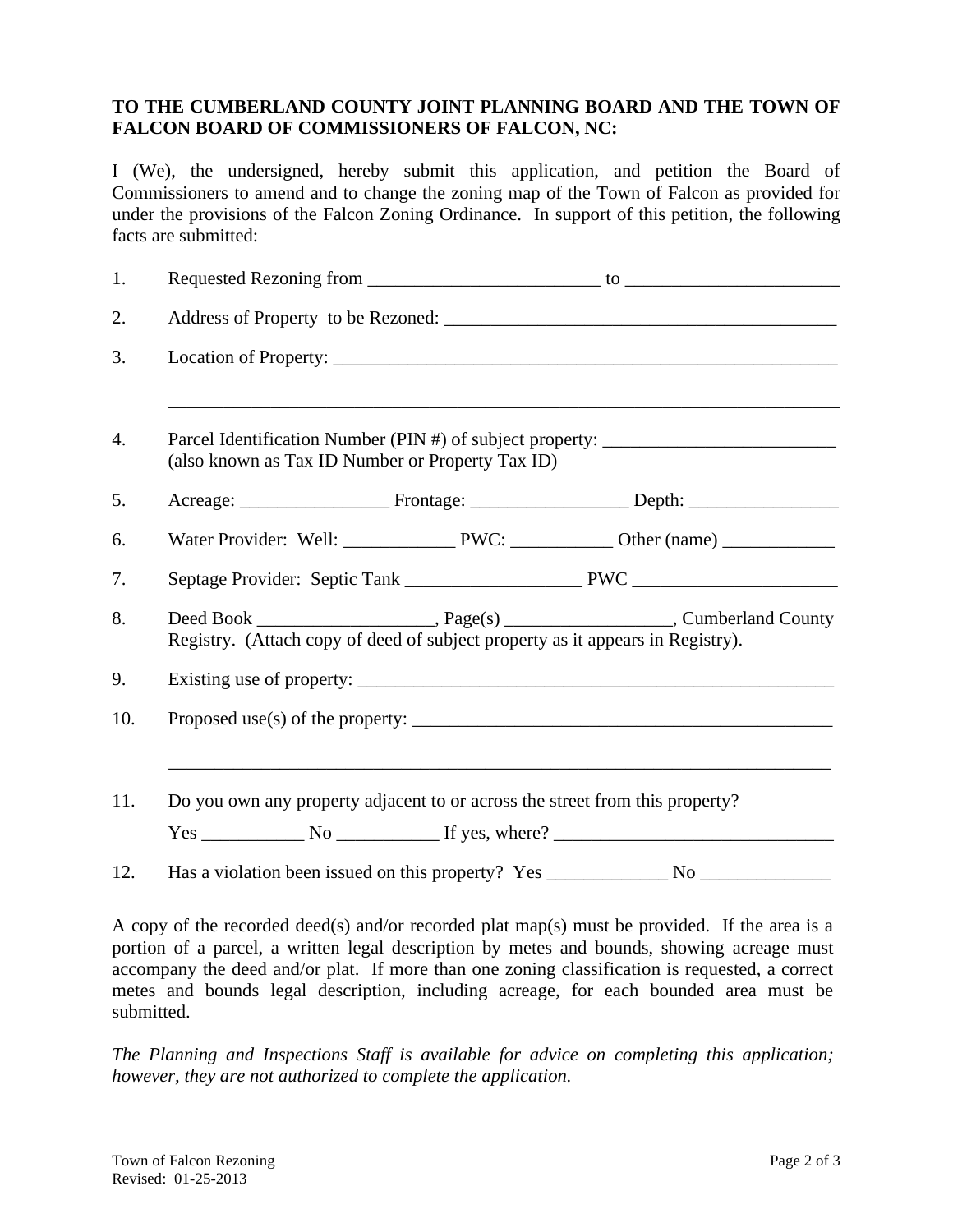**TO THE CUMBERLAND COUNTY JOINT PLANNING BOARD AND THE TOWN OF FALCON BOARD OF COMMISSIONERS OF FALCON, NC:**

I (We), the undersigned, hereby submit this application, and petition the Board of Commissioners to amend and to change the zoning map of the Town of Falcon as provided for under the provisions of the Falcon Zoning Ordinance. In support of this petition, the following facts are submitted:

1. Requested Rezoning from ________________________ to ______________________

2. Address of Property to be Rezoned: ________________________________________

3. Location of Property: ____________________________________________________

   ________________________________________________________________________

4. Parcel Identification Number (PIN #) of subject property: ________________________
   (also known as Tax ID Number or Property Tax ID)

5. Acreage: _______________ Frontage: ________________ Depth: _______________

6. Water Provider: Well: ___________ PWC: __________ Other (name) ___________

7. Septage Provider: Septic Tank __________________ PWC _____________________

8. Deed Book __________________, Page(s) _________________, Cumberland County Registry. (Attach copy of deed of subject property as it appears in Registry).

9. Existing use of property: __________________________________________________

10. Proposed use(s) of the property: ____________________________________________

    ________________________________________________________________________

11. Do you own any property adjacent to or across the street from this property?

    Yes __________ No __________ If yes, where? _____________________________

12. Has a violation been issued on this property? Yes ____________ No _____________

A copy of the recorded deed(s) and/or recorded plat map(s) must be provided. If the area is a portion of a parcel, a written legal description by metes and bounds, showing acreage must accompany the deed and/or plat. If more than one zoning classification is requested, a correct metes and bounds legal description, including acreage, for each bounded area must be submitted.

*The Planning and Inspections Staff is available for advice on completing this application; however, they are not authorized to complete the application.*

Town of Falcon Rezoning
Revised: 01-25-2013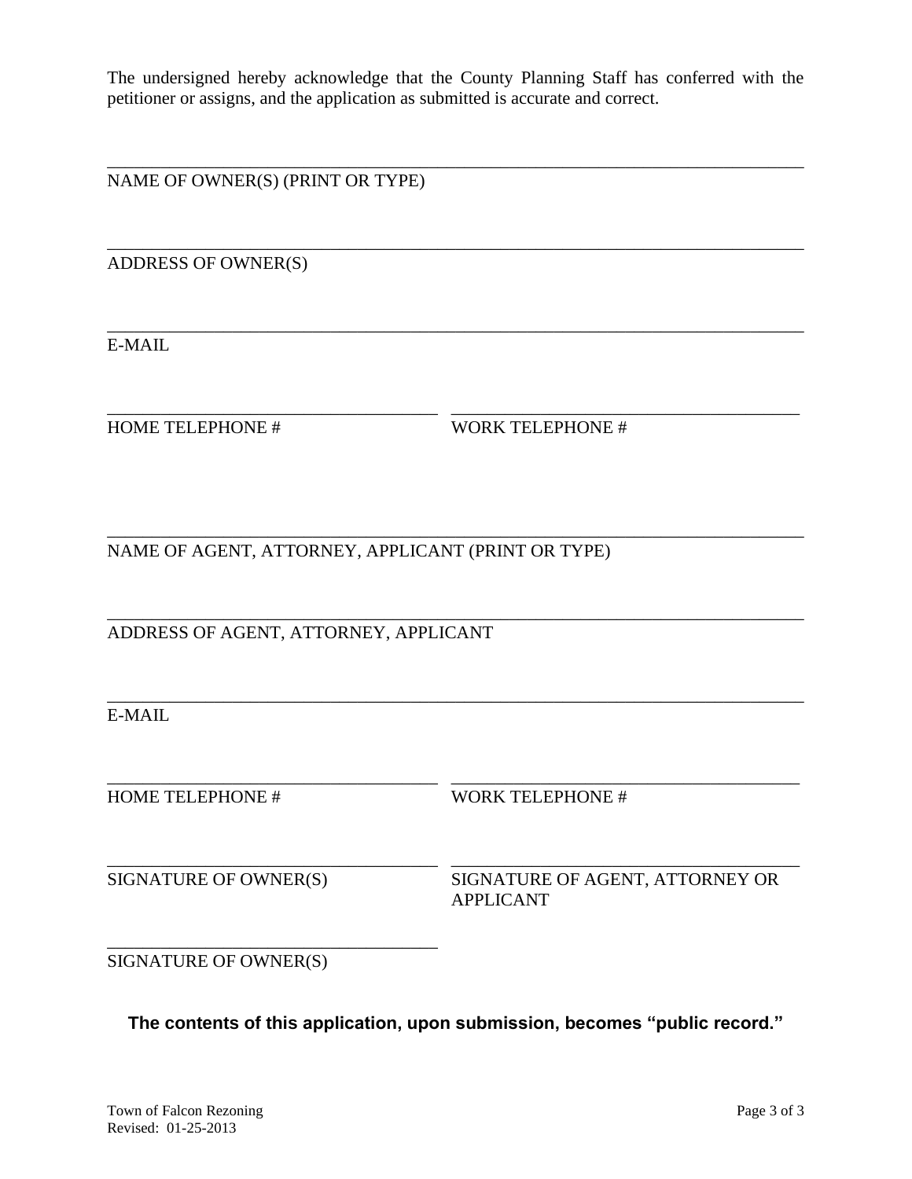The undersigned hereby acknowledge that the County Planning Staff has conferred with the petitioner or assigns, and the application as submitted is accurate and correct.

\_\_\_\_\_\_\_\_\_\_\_\_\_\_\_\_\_\_\_\_\_\_\_\_\_\_\_\_\_\_\_\_\_\_\_\_\_\_\_\_\_\_\_\_\_\_\_\_\_\_\_\_\_\_\_\_\_\_\_\_\_\_\_\_\_\_\_\_\_\_

NAME OF OWNER(S) (PRINT OR TYPE)

\_\_\_\_\_\_\_\_\_\_\_\_\_\_\_\_\_\_\_\_\_\_\_\_\_\_\_\_\_\_\_\_\_\_\_\_\_\_\_\_\_\_\_\_\_\_\_\_\_\_\_\_\_\_\_\_\_\_\_\_\_\_\_\_\_\_\_\_\_\_

ADDRESS OF OWNER(S)

\_\_\_\_\_\_\_\_\_\_\_\_\_\_\_\_\_\_\_\_\_\_\_\_\_\_\_\_\_\_\_\_\_\_\_\_\_\_\_\_\_\_\_\_\_\_\_\_\_\_\_\_\_\_\_\_\_\_\_\_\_\_\_\_\_\_\_\_\_\_

E-MAIL

\_\_\_\_\_\_\_\_\_\_\_\_\_\_\_\_\_\_\_\_\_\_\_\_\_\_\_\_\_\_\_\_\_\_ \_\_\_\_\_\_\_\_\_\_\_\_\_\_\_\_\_\_\_\_\_\_\_\_\_\_\_\_\_\_\_\_\_\_\_\_

HOME TELEPHONE # WORK TELEPHONE #

\_\_\_\_\_\_\_\_\_\_\_\_\_\_\_\_\_\_\_\_\_\_\_\_\_\_\_\_\_\_\_\_\_\_\_\_\_\_\_\_\_\_\_\_\_\_\_\_\_\_\_\_\_\_\_\_\_\_\_\_\_\_\_\_\_\_\_\_\_\_

NAME OF AGENT, ATTORNEY, APPLICANT (PRINT OR TYPE)

\_\_\_\_\_\_\_\_\_\_\_\_\_\_\_\_\_\_\_\_\_\_\_\_\_\_\_\_\_\_\_\_\_\_\_\_\_\_\_\_\_\_\_\_\_\_\_\_\_\_\_\_\_\_\_\_\_\_\_\_\_\_\_\_\_\_\_\_\_\_

ADDRESS OF AGENT, ATTORNEY, APPLICANT

\_\_\_\_\_\_\_\_\_\_\_\_\_\_\_\_\_\_\_\_\_\_\_\_\_\_\_\_\_\_\_\_\_\_\_\_\_\_\_\_\_\_\_\_\_\_\_\_\_\_\_\_\_\_\_\_\_\_\_\_\_\_\_\_\_\_\_\_\_\_

E-MAIL

\_\_\_\_\_\_\_\_\_\_\_\_\_\_\_\_\_\_\_\_\_\_\_\_\_\_\_\_\_\_\_\_\_\_ \_\_\_\_\_\_\_\_\_\_\_\_\_\_\_\_\_\_\_\_\_\_\_\_\_\_\_\_\_\_\_\_\_\_\_\_

HOME TELEPHONE # WORK TELEPHONE #

\_\_\_\_\_\_\_\_\_\_\_\_\_\_\_\_\_\_\_\_\_\_\_\_\_\_\_\_\_\_\_\_\_\_ \_\_\_\_\_\_\_\_\_\_\_\_\_\_\_\_\_\_\_\_\_\_\_\_\_\_\_\_\_\_\_\_\_\_\_\_

SIGNATURE OF OWNER(S) SIGNATURE OF AGENT, ATTORNEY OR APPLICANT

\_\_\_\_\_\_\_\_\_\_\_\_\_\_\_\_\_\_\_\_\_\_\_\_\_\_\_\_\_\_\_\_\_\_

SIGNATURE OF OWNER(S)

**The contents of this application, upon submission, becomes "public record."**

Town of Falcon Rezoning
Revised: 01-25-2013